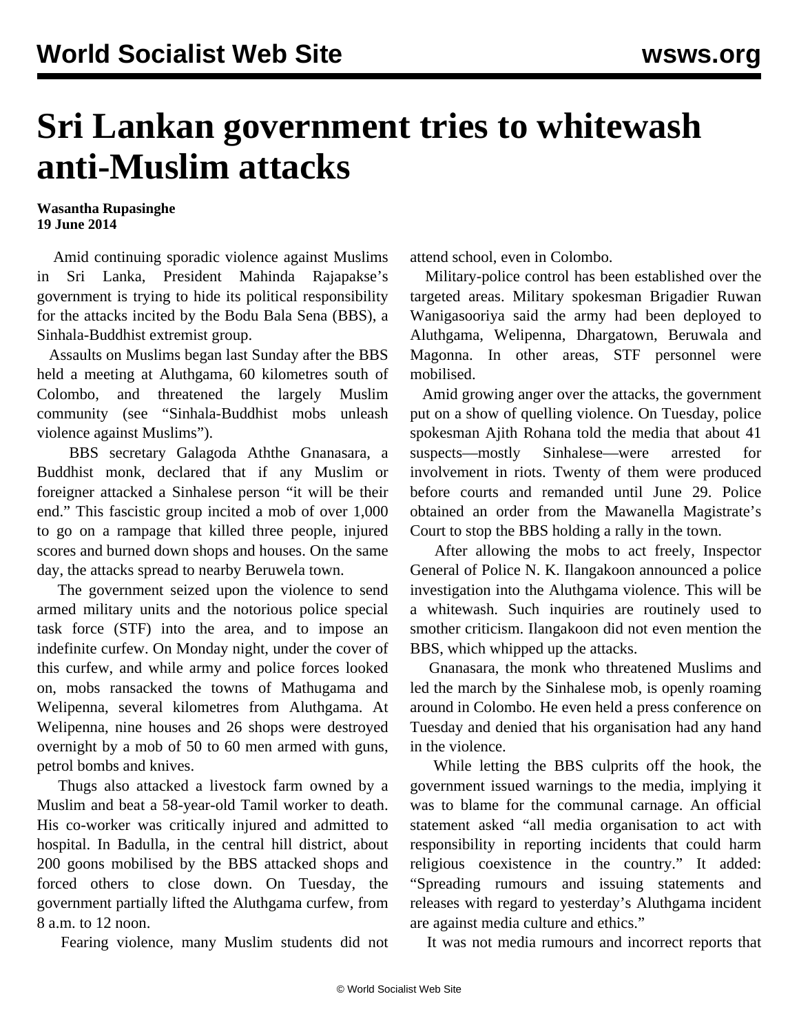# Sri Lankan government tries to whitewash anti-Muslim attacks

**Wasantha Rupasinghe**
**19 June 2014**

Amid continuing sporadic violence against Muslims in Sri Lanka, President Mahinda Rajapakse's government is trying to hide its political responsibility for the attacks incited by the Bodu Bala Sena (BBS), a Sinhala-Buddhist extremist group.

Assaults on Muslims began last Sunday after the BBS held a meeting at Aluthgama, 60 kilometres south of Colombo, and threatened the largely Muslim community (see "Sinhala-Buddhist mobs unleash violence against Muslims").

BBS secretary Galagoda Aththe Gnanasara, a Buddhist monk, declared that if any Muslim or foreigner attacked a Sinhalese person "it will be their end." This fascistic group incited a mob of over 1,000 to go on a rampage that killed three people, injured scores and burned down shops and houses. On the same day, the attacks spread to nearby Beruwela town.

The government seized upon the violence to send armed military units and the notorious police special task force (STF) into the area, and to impose an indefinite curfew. On Monday night, under the cover of this curfew, and while army and police forces looked on, mobs ransacked the towns of Mathugama and Welipenna, several kilometres from Aluthgama. At Welipenna, nine houses and 26 shops were destroyed overnight by a mob of 50 to 60 men armed with guns, petrol bombs and knives.

Thugs also attacked a livestock farm owned by a Muslim and beat a 58-year-old Tamil worker to death. His co-worker was critically injured and admitted to hospital. In Badulla, in the central hill district, about 200 goons mobilised by the BBS attacked shops and forced others to close down. On Tuesday, the government partially lifted the Aluthgama curfew, from 8 a.m. to 12 noon.

Fearing violence, many Muslim students did not attend school, even in Colombo.

Military-police control has been established over the targeted areas. Military spokesman Brigadier Ruwan Wanigasooriya said the army had been deployed to Aluthgama, Welipenna, Dhargatown, Beruwala and Magonna. In other areas, STF personnel were mobilised.

Amid growing anger over the attacks, the government put on a show of quelling violence. On Tuesday, police spokesman Ajith Rohana told the media that about 41 suspects—mostly Sinhalese—were arrested for involvement in riots. Twenty of them were produced before courts and remanded until June 29. Police obtained an order from the Mawanella Magistrate's Court to stop the BBS holding a rally in the town.

After allowing the mobs to act freely, Inspector General of Police N. K. Ilangakoon announced a police investigation into the Aluthgama violence. This will be a whitewash. Such inquiries are routinely used to smother criticism. Ilangakoon did not even mention the BBS, which whipped up the attacks.

Gnanasara, the monk who threatened Muslims and led the march by the Sinhalese mob, is openly roaming around in Colombo. He even held a press conference on Tuesday and denied that his organisation had any hand in the violence.

While letting the BBS culprits off the hook, the government issued warnings to the media, implying it was to blame for the communal carnage. An official statement asked "all media organisation to act with responsibility in reporting incidents that could harm religious coexistence in the country." It added: "Spreading rumours and issuing statements and releases with regard to yesterday's Aluthgama incident are against media culture and ethics."

It was not media rumours and incorrect reports that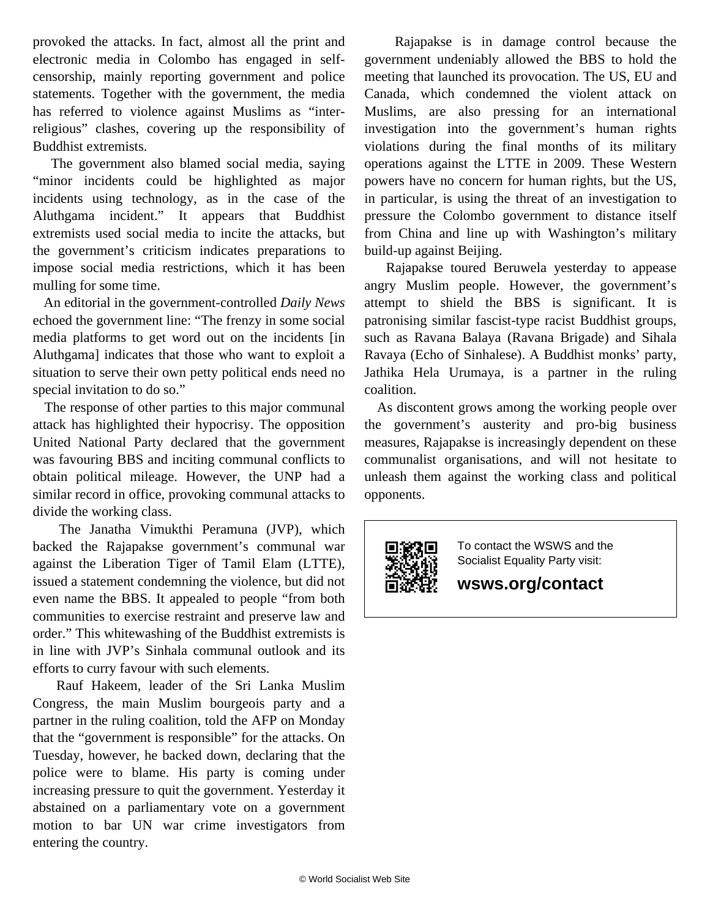provoked the attacks. In fact, almost all the print and electronic media in Colombo has engaged in self-censorship, mainly reporting government and police statements. Together with the government, the media has referred to violence against Muslims as "inter-religious" clashes, covering up the responsibility of Buddhist extremists.

The government also blamed social media, saying "minor incidents could be highlighted as major incidents using technology, as in the case of the Aluthgama incident." It appears that Buddhist extremists used social media to incite the attacks, but the government's criticism indicates preparations to impose social media restrictions, which it has been mulling for some time.

An editorial in the government-controlled *Daily News* echoed the government line: "The frenzy in some social media platforms to get word out on the incidents [in Aluthgama] indicates that those who want to exploit a situation to serve their own petty political ends need no special invitation to do so."

The response of other parties to this major communal attack has highlighted their hypocrisy. The opposition United National Party declared that the government was favouring BBS and inciting communal conflicts to obtain political mileage. However, the UNP had a similar record in office, provoking communal attacks to divide the working class.

The Janatha Vimukthi Peramuna (JVP), which backed the Rajapakse government's communal war against the Liberation Tiger of Tamil Elam (LTTE), issued a statement condemning the violence, but did not even name the BBS. It appealed to people "from both communities to exercise restraint and preserve law and order." This whitewashing of the Buddhist extremists is in line with JVP's Sinhala communal outlook and its efforts to curry favour with such elements.

Rauf Hakeem, leader of the Sri Lanka Muslim Congress, the main Muslim bourgeois party and a partner in the ruling coalition, told the AFP on Monday that the "government is responsible" for the attacks. On Tuesday, however, he backed down, declaring that the police were to blame. His party is coming under increasing pressure to quit the government. Yesterday it abstained on a parliamentary vote on a government motion to bar UN war crime investigators from entering the country.

Rajapakse is in damage control because the government undeniably allowed the BBS to hold the meeting that launched its provocation. The US, EU and Canada, which condemned the violent attack on Muslims, are also pressing for an international investigation into the government's human rights violations during the final months of its military operations against the LTTE in 2009. These Western powers have no concern for human rights, but the US, in particular, is using the threat of an investigation to pressure the Colombo government to distance itself from China and line up with Washington's military build-up against Beijing.

Rajapakse toured Beruwela yesterday to appease angry Muslim people. However, the government's attempt to shield the BBS is significant. It is patronising similar fascist-type racist Buddhist groups, such as Ravana Balaya (Ravana Brigade) and Sihala Ravaya (Echo of Sinhalese). A Buddhist monks' party, Jathika Hela Urumaya, is a partner in the ruling coalition.

As discontent grows among the working people over the government's austerity and pro-big business measures, Rajapakse is increasingly dependent on these communalist organisations, and will not hesitate to unleash them against the working class and political opponents.

To contact the WSWS and the Socialist Equality Party visit:

**wsws.org/contact**